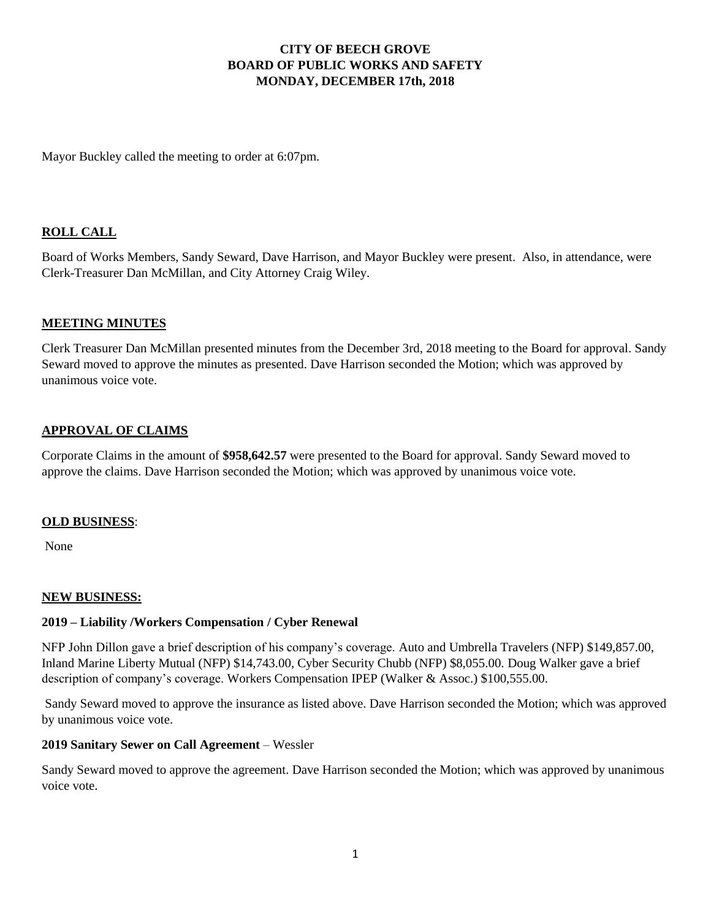# CITY OF BEECH GROVE
# BOARD OF PUBLIC WORKS AND SAFETY
# MONDAY, DECEMBER 17th, 2018

Mayor Buckley called the meeting to order at 6:07pm.

## ROLL CALL

Board of Works Members, Sandy Seward, Dave Harrison, and Mayor Buckley were present. Also, in attendance, were Clerk-Treasurer Dan McMillan, and City Attorney Craig Wiley.

## MEETING MINUTES

Clerk Treasurer Dan McMillan presented minutes from the December 3rd, 2018 meeting to the Board for approval. Sandy Seward moved to approve the minutes as presented. Dave Harrison seconded the Motion; which was approved by unanimous voice vote.

## APPROVAL OF CLAIMS

Corporate Claims in the amount of **$958,642.57** were presented to the Board for approval. Sandy Seward moved to approve the claims. Dave Harrison seconded the Motion; which was approved by unanimous voice vote.

## OLD BUSINESS:

None

## NEW BUSINESS:

### 2019 – Liability /Workers Compensation / Cyber Renewal

NFP John Dillon gave a brief description of his company's coverage. Auto and Umbrella Travelers (NFP) $149,857.00, Inland Marine Liberty Mutual (NFP) $14,743.00, Cyber Security Chubb (NFP) $8,055.00. Doug Walker gave a brief description of company's coverage. Workers Compensation IPEP (Walker & Assoc.) $100,555.00.

Sandy Seward moved to approve the insurance as listed above. Dave Harrison seconded the Motion; which was approved by unanimous voice vote.

### 2019 Sanitary Sewer on Call Agreement – Wessler

Sandy Seward moved to approve the agreement. Dave Harrison seconded the Motion; which was approved by unanimous voice vote.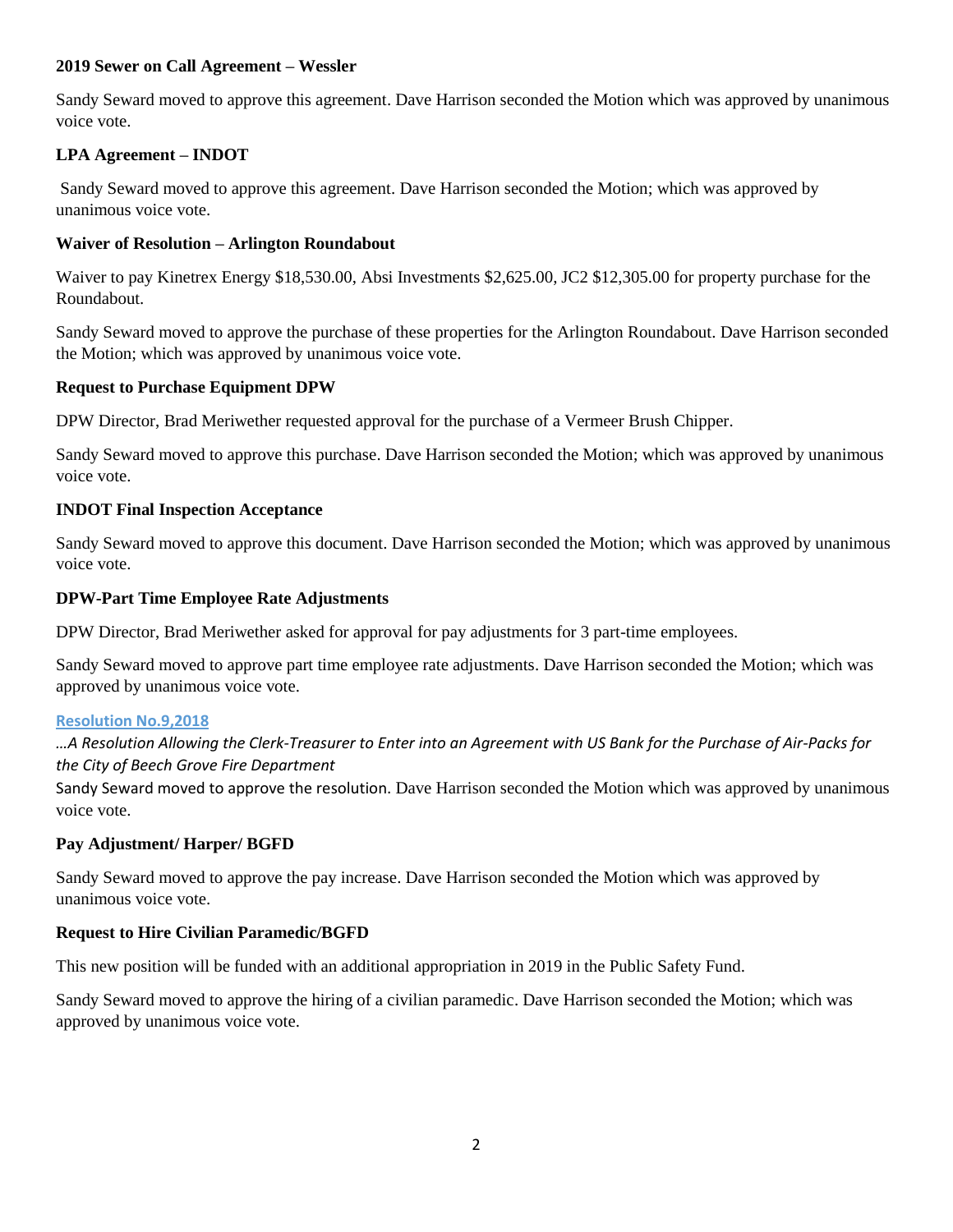**2019 Sewer on Call Agreement – Wessler**

Sandy Seward moved to approve this agreement. Dave Harrison seconded the Motion which was approved by unanimous voice vote.

**LPA Agreement – INDOT**

Sandy Seward moved to approve this agreement. Dave Harrison seconded the Motion; which was approved by unanimous voice vote.

**Waiver of Resolution – Arlington Roundabout**

Waiver to pay Kinetrex Energy $18,530.00, Absi Investments $2,625.00, JC2 $12,305.00 for property purchase for the Roundabout.

Sandy Seward moved to approve the purchase of these properties for the Arlington Roundabout. Dave Harrison seconded the Motion; which was approved by unanimous voice vote.

**Request to Purchase Equipment DPW**

DPW Director, Brad Meriwether requested approval for the purchase of a Vermeer Brush Chipper.

Sandy Seward moved to approve this purchase. Dave Harrison seconded the Motion; which was approved by unanimous voice vote.

**INDOT Final Inspection Acceptance**

Sandy Seward moved to approve this document. Dave Harrison seconded the Motion; which was approved by unanimous voice vote.

**DPW-Part Time Employee Rate Adjustments**

DPW Director, Brad Meriwether asked for approval for pay adjustments for 3 part-time employees.

Sandy Seward moved to approve part time employee rate adjustments. Dave Harrison seconded the Motion; which was approved by unanimous voice vote.

**Resolution No.9,2018**

*…A Resolution Allowing the Clerk-Treasurer to Enter into an Agreement with US Bank for the Purchase of Air-Packs for the City of Beech Grove Fire Department*

Sandy Seward moved to approve the resolution. Dave Harrison seconded the Motion which was approved by unanimous voice vote.

**Pay Adjustment/ Harper/ BGFD**

Sandy Seward moved to approve the pay increase. Dave Harrison seconded the Motion which was approved by unanimous voice vote.

**Request to Hire Civilian Paramedic/BGFD**

This new position will be funded with an additional appropriation in 2019 in the Public Safety Fund.

Sandy Seward moved to approve the hiring of a civilian paramedic. Dave Harrison seconded the Motion; which was approved by unanimous voice vote.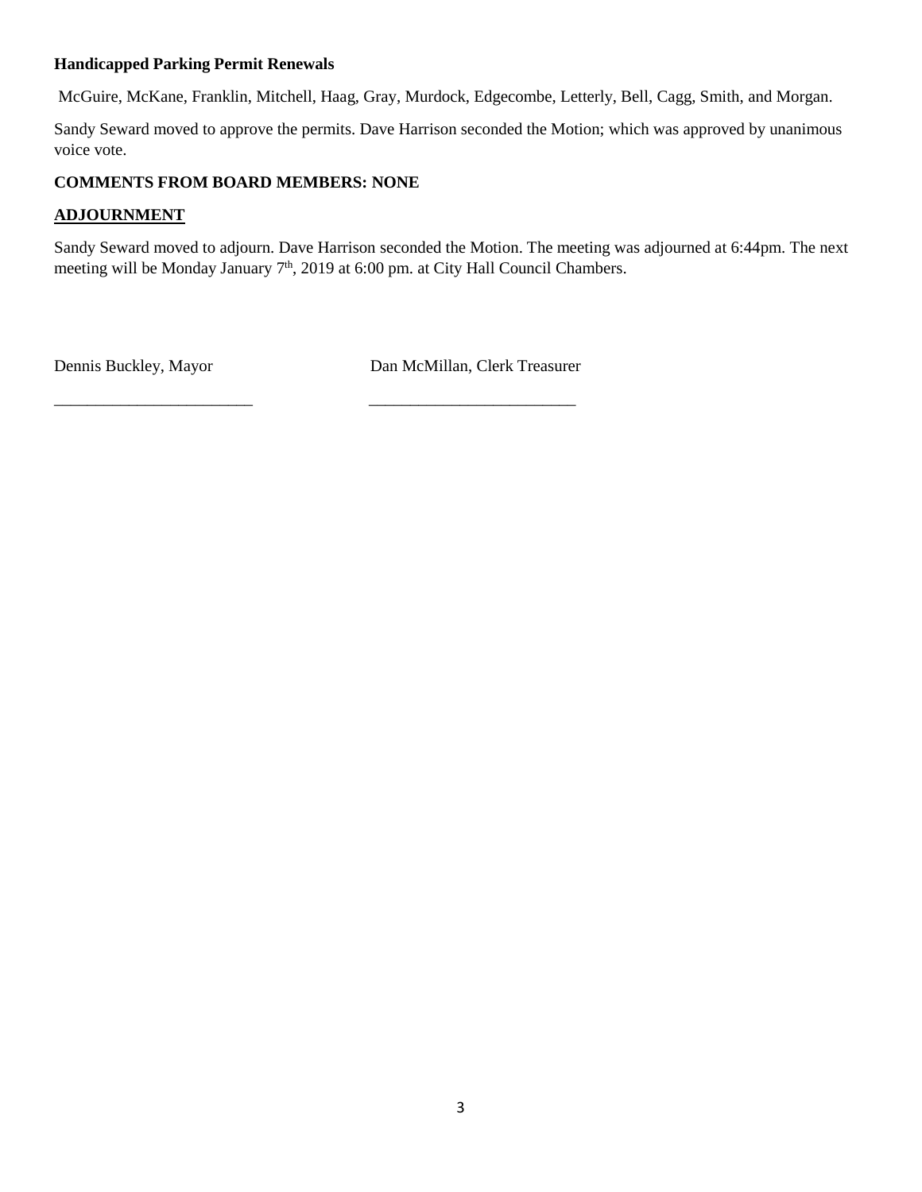**Handicapped Parking Permit Renewals**

McGuire, McKane, Franklin, Mitchell, Haag, Gray, Murdock, Edgecombe, Letterly, Bell, Cagg, Smith, and Morgan.

Sandy Seward moved to approve the permits. Dave Harrison seconded the Motion; which was approved by unanimous voice vote.

**COMMENTS FROM BOARD MEMBERS: NONE**

**ADJOURNMENT**

Sandy Seward moved to adjourn. Dave Harrison seconded the Motion. The meeting was adjourned at 6:44pm. The next meeting will be Monday January 7th, 2019 at 6:00 pm. at City Hall Council Chambers.

Dennis Buckley, Mayor

________________________

Dan McMillan, Clerk Treasurer

________________________